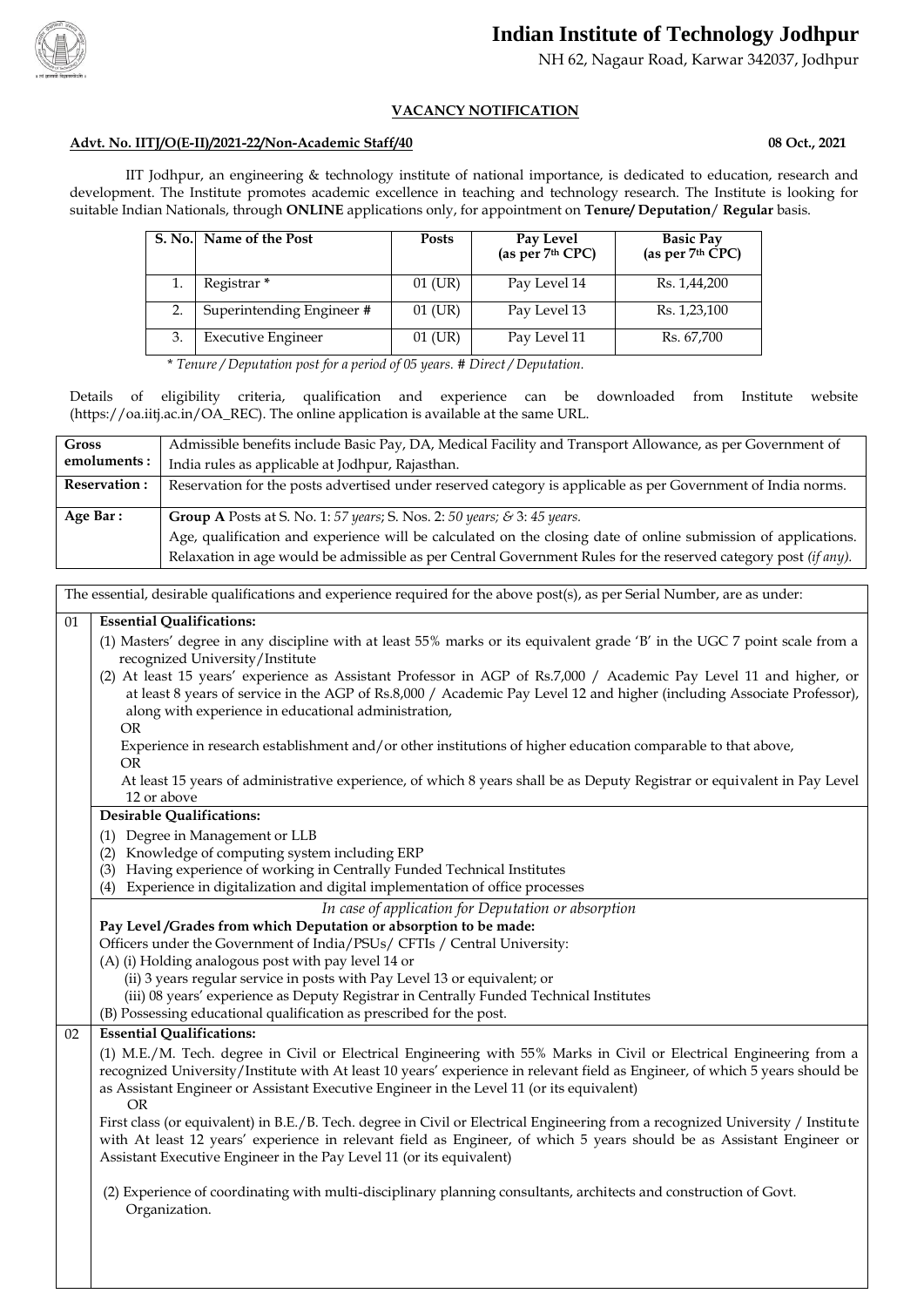# Indian Institute of Technology Jodhpur

NH 62, Nagaur Road, Karwar 342037, Jodhpur

## VACANCY NOTIFICATION

**Advt. No. IITJ/O(E-II)/2021-22/Non-Academic Staff/40** **08 Oct., 2021**

IIT Jodhpur, an engineering & technology institute of national importance, is dedicated to education, research and development. The Institute promotes academic excellence in teaching and technology research. The Institute is looking for suitable Indian Nationals, through **ONLINE** applications only, for appointment on **Tenure/ Deputation**/ **Regular** basis.

| S. No. | Name of the Post | Posts | Pay Level (as per 7th CPC) | Basic Pay (as per 7th CPC) |
|---|---|---|---|---|
| 1. | Registrar * | 01 (UR) | Pay Level 14 | Rs. 1,44,200 |
| 2. | Superintending Engineer # | 01 (UR) | Pay Level 13 | Rs. 1,23,100 |
| 3. | Executive Engineer | 01 (UR) | Pay Level 11 | Rs. 67,700 |

*\* Tenure / Deputation post for a period of 05 years. # Direct / Deputation.*

Details of eligibility criteria, qualification and experience can be downloaded from Institute website (https://oa.iitj.ac.in/OA_REC). The online application is available at the same URL.

| | |
|---|---|
| **Gross emoluments :** | Admissible benefits include Basic Pay, DA, Medical Facility and Transport Allowance, as per Government of India rules as applicable at Jodhpur, Rajasthan. |
| **Reservation :** | Reservation for the posts advertised under reserved category is applicable as per Government of India norms. |
| **Age Bar :** | **Group A** Posts at S. No. 1: *57 years*; S. Nos. 2: *50 years; &* 3: *45 years.* Age, qualification and experience will be calculated on the closing date of online submission of applications. Relaxation in age would be admissible as per Central Government Rules for the reserved category post *(if any).* |

The essential, desirable qualifications and experience required for the above post(s), as per Serial Number, are as under:

**01**

**Essential Qualifications:**

(1) Masters' degree in any discipline with at least 55% marks or its equivalent grade 'B' in the UGC 7 point scale from a recognized University/Institute

(2) At least 15 years' experience as Assistant Professor in AGP of Rs.7,000 / Academic Pay Level 11 and higher, or at least 8 years of service in the AGP of Rs.8,000 / Academic Pay Level 12 and higher (including Associate Professor), along with experience in educational administration,

OR

Experience in research establishment and/or other institutions of higher education comparable to that above,

OR

At least 15 years of administrative experience, of which 8 years shall be as Deputy Registrar or equivalent in Pay Level 12 or above

**Desirable Qualifications:**

1. Degree in Management or LLB
2. Knowledge of computing system including ERP
3. Having experience of working in Centrally Funded Technical Institutes
4. Experience in digitalization and digital implementation of office processes

*In case of application for Deputation or absorption*

**Pay Level /Grades from which Deputation or absorption to be made:**

Officers under the Government of India/PSUs/ CFTIs / Central University:

(A) (i) Holding analogous post with pay level 14 or

(ii) 3 years regular service in posts with Pay Level 13 or equivalent; or

(iii) 08 years' experience as Deputy Registrar in Centrally Funded Technical Institutes

(B) Possessing educational qualification as prescribed for the post.

**02**

**Essential Qualifications:**

(1) M.E./M. Tech. degree in Civil or Electrical Engineering with 55% Marks in Civil or Electrical Engineering from a recognized University/Institute with At least 10 years' experience in relevant field as Engineer, of which 5 years should be as Assistant Engineer or Assistant Executive Engineer in the Level 11 (or its equivalent)

OR

First class (or equivalent) in B.E./B. Tech. degree in Civil or Electrical Engineering from a recognized University / Institute with At least 12 years' experience in relevant field as Engineer, of which 5 years should be as Assistant Engineer or Assistant Executive Engineer in the Pay Level 11 (or its equivalent)

(2) Experience of coordinating with multi-disciplinary planning consultants, architects and construction of Govt. Organization.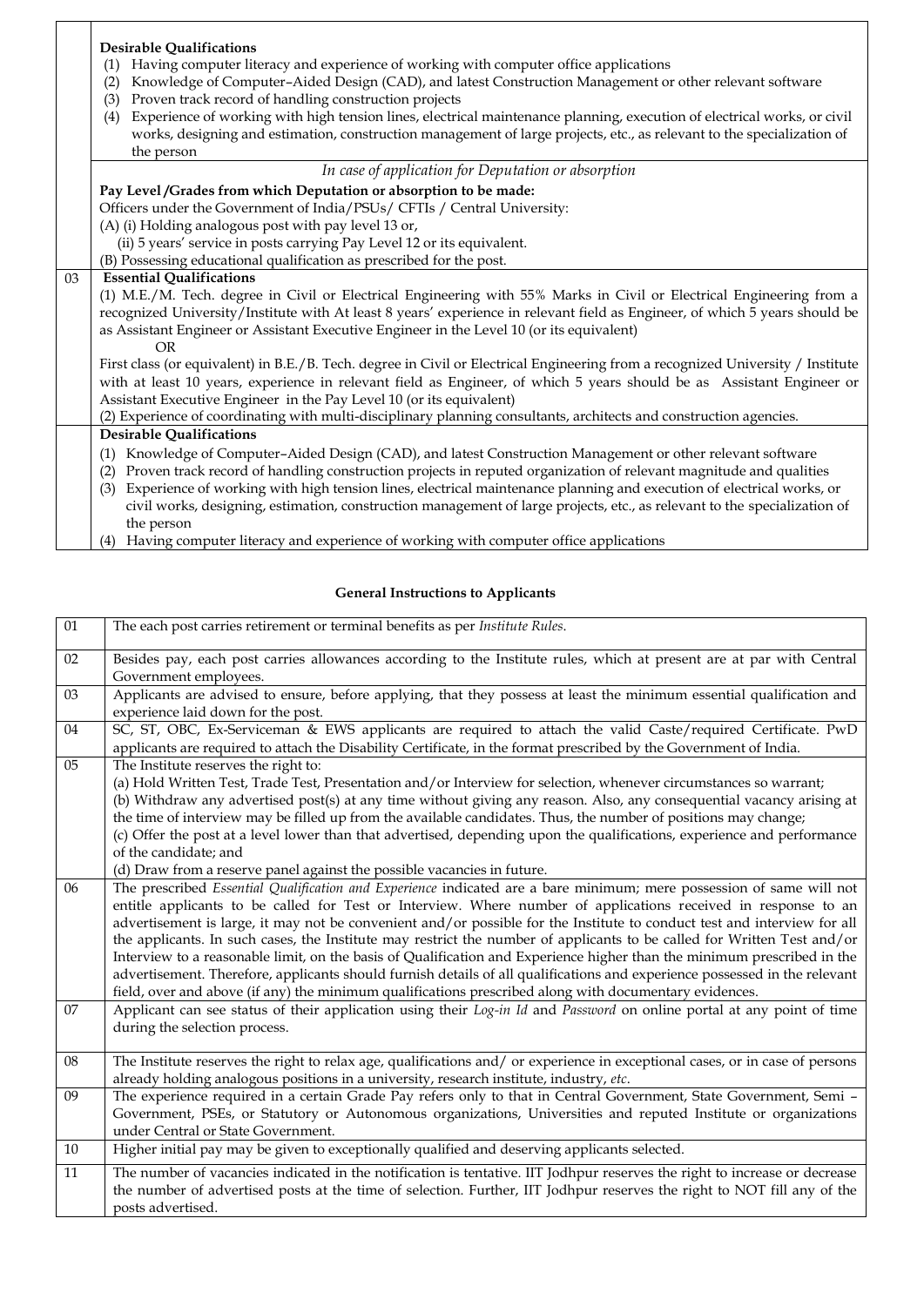|  | **Desirable Qualifications**<br>(1) Having computer literacy and experience of working with computer office applications<br>(2) Knowledge of Computer–Aided Design (CAD), and latest Construction Management or other relevant software<br>(3) Proven track record of handling construction projects<br>(4) Experience of working with high tension lines, electrical maintenance planning, execution of electrical works, or civil works, designing and estimation, construction management of large projects, etc., as relevant to the specialization of the person |
|---|---|
|  | *In case of application for Deputation or absorption* |
|  | **Pay Level /Grades from which Deputation or absorption to be made:**<br>Officers under the Government of India/PSUs/ CFTIs / Central University:<br>(A) (i) Holding analogous post with pay level 13 or,<br>(ii) 5 years' service in posts carrying Pay Level 12 or its equivalent.<br>(B) Possessing educational qualification as prescribed for the post. |
| 03 | **Essential Qualifications**<br>(1) M.E./M. Tech. degree in Civil or Electrical Engineering with 55% Marks in Civil or Electrical Engineering from a recognized University/Institute with At least 8 years' experience in relevant field as Engineer, of which 5 years should be as Assistant Engineer or Assistant Executive Engineer in the Level 10 (or its equivalent)<br>OR<br>First class (or equivalent) in B.E./B. Tech. degree in Civil or Electrical Engineering from a recognized University / Institute with at least 10 years, experience in relevant field as Engineer, of which 5 years should be as Assistant Engineer or Assistant Executive Engineer in the Pay Level 10 (or its equivalent)<br>(2) Experience of coordinating with multi-disciplinary planning consultants, architects and construction agencies. |
|  | **Desirable Qualifications**<br>(1) Knowledge of Computer–Aided Design (CAD), and latest Construction Management or other relevant software<br>(2) Proven track record of handling construction projects in reputed organization of relevant magnitude and qualities<br>(3) Experience of working with high tension lines, electrical maintenance planning and execution of electrical works, or civil works, designing, estimation, construction management of large projects, etc., as relevant to the specialization of the person<br>(4) Having computer literacy and experience of working with computer office applications |

## General Instructions to Applicants

| 01 | The each post carries retirement or terminal benefits as per *Institute Rules*. |
|---|---|
| 02 | Besides pay, each post carries allowances according to the Institute rules, which at present are at par with Central Government employees. |
| 03 | Applicants are advised to ensure, before applying, that they possess at least the minimum essential qualification and experience laid down for the post. |
| 04 | SC, ST, OBC, Ex-Serviceman & EWS applicants are required to attach the valid Caste/required Certificate. PwD applicants are required to attach the Disability Certificate, in the format prescribed by the Government of India. |
| 05 | The Institute reserves the right to:<br>(a) Hold Written Test, Trade Test, Presentation and/or Interview for selection, whenever circumstances so warrant;<br>(b) Withdraw any advertised post(s) at any time without giving any reason. Also, any consequential vacancy arising at the time of interview may be filled up from the available candidates. Thus, the number of positions may change;<br>(c) Offer the post at a level lower than that advertised, depending upon the qualifications, experience and performance of the candidate; and<br>(d) Draw from a reserve panel against the possible vacancies in future. |
| 06 | The prescribed *Essential Qualification and Experience* indicated are a bare minimum; mere possession of same will not entitle applicants to be called for Test or Interview. Where number of applications received in response to an advertisement is large, it may not be convenient and/or possible for the Institute to conduct test and interview for all the applicants. In such cases, the Institute may restrict the number of applicants to be called for Written Test and/or Interview to a reasonable limit, on the basis of Qualification and Experience higher than the minimum prescribed in the advertisement. Therefore, applicants should furnish details of all qualifications and experience possessed in the relevant field, over and above (if any) the minimum qualifications prescribed along with documentary evidences. |
| 07 | Applicant can see status of their application using their *Log-in Id* and *Password* on online portal at any point of time during the selection process. |
| 08 | The Institute reserves the right to relax age, qualifications and/ or experience in exceptional cases, or in case of persons already holding analogous positions in a university, research institute, industry, *etc*. |
| 09 | The experience required in a certain Grade Pay refers only to that in Central Government, State Government, Semi – Government, PSEs, or Statutory or Autonomous organizations, Universities and reputed Institute or organizations under Central or State Government. |
| 10 | Higher initial pay may be given to exceptionally qualified and deserving applicants selected. |
| 11 | The number of vacancies indicated in the notification is tentative. IIT Jodhpur reserves the right to increase or decrease the number of advertised posts at the time of selection. Further, IIT Jodhpur reserves the right to NOT fill any of the posts advertised. |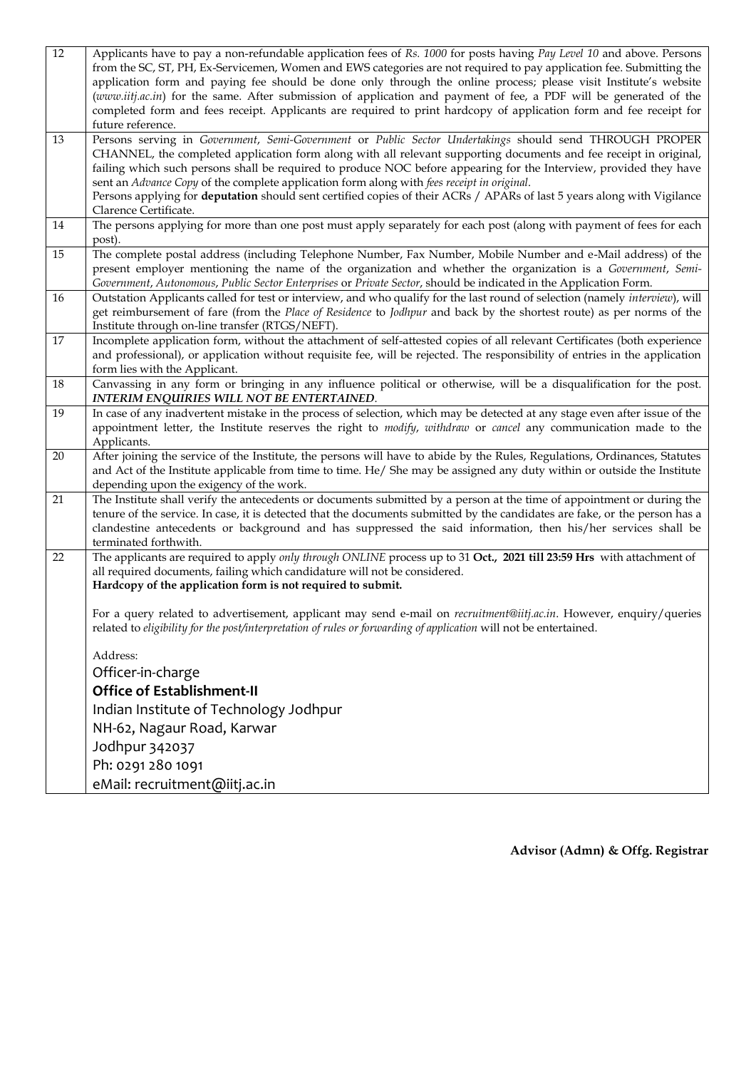| | |
|---|---|
| 12 | Applicants have to pay a non-refundable application fees of *Rs. 1000* for posts having *Pay Level 10* and above. Persons from the SC, ST, PH, Ex-Servicemen, Women and EWS categories are not required to pay application fee. Submitting the application form and paying fee should be done only through the online process; please visit Institute's website (*www.iitj.ac.in*) for the same. After submission of application and payment of fee, a PDF will be generated of the completed form and fees receipt. Applicants are required to print hardcopy of application form and fee receipt for future reference. |
| 13 | Persons serving in *Government*, *Semi-Government* or *Public Sector Undertakings* should send THROUGH PROPER CHANNEL, the completed application form along with all relevant supporting documents and fee receipt in original, failing which such persons shall be required to produce NOC before appearing for the Interview, provided they have sent an *Advance Copy* of the complete application form along with *fees receipt in original*.<br>Persons applying for **deputation** should sent certified copies of their ACRs / APARs of last 5 years along with Vigilance Clarence Certificate. |
| 14 | The persons applying for more than one post must apply separately for each post (along with payment of fees for each post). |
| 15 | The complete postal address (including Telephone Number, Fax Number, Mobile Number and e-Mail address) of the present employer mentioning the name of the organization and whether the organization is a *Government*, *Semi-Government*, *Autonomous*, *Public Sector Enterprises* or *Private Sector*, should be indicated in the Application Form. |
| 16 | Outstation Applicants called for test or interview, and who qualify for the last round of selection (namely *interview*), will get reimbursement of fare (from the *Place of Residence* to *Jodhpur* and back by the shortest route) as per norms of the Institute through on-line transfer (RTGS/NEFT). |
| 17 | Incomplete application form, without the attachment of self-attested copies of all relevant Certificates (both experience and professional), or application without requisite fee, will be rejected. The responsibility of entries in the application form lies with the Applicant. |
| 18 | Canvassing in any form or bringing in any influence political or otherwise, will be a disqualification for the post. ***INTERIM ENQUIRIES WILL NOT BE ENTERTAINED***. |
| 19 | In case of any inadvertent mistake in the process of selection, which may be detected at any stage even after issue of the appointment letter, the Institute reserves the right to *modify*, *withdraw* or *cancel* any communication made to the Applicants. |
| 20 | After joining the service of the Institute, the persons will have to abide by the Rules, Regulations, Ordinances, Statutes and Act of the Institute applicable from time to time. He/ She may be assigned any duty within or outside the Institute depending upon the exigency of the work. |
| 21 | The Institute shall verify the antecedents or documents submitted by a person at the time of appointment or during the tenure of the service. In case, it is detected that the documents submitted by the candidates are fake, or the person has a clandestine antecedents or background and has suppressed the said information, then his/her services shall be terminated forthwith. |
| 22 | The applicants are required to apply *only through ONLINE* process up to 31 **Oct., 2021 till 23:59 Hrs** with attachment of all required documents, failing which candidature will not be considered.<br>**Hardcopy of the application form is not required to submit.**<br><br>For a query related to advertisement, applicant may send e-mail on *recruitment@iitj.ac.in*. However, enquiry/queries related to *eligibility for the post/interpretation of rules or forwarding of application* will not be entertained.<br><br>Address:<br>Officer-in-charge<br>**Office of Establishment-II**<br>Indian Institute of Technology Jodhpur<br>NH-62, Nagaur Road, Karwar<br>Jodhpur 342037<br>Ph: 0291 280 1091<br>eMail: recruitment@iitj.ac.in |

**Advisor (Admn) & Offg. Registrar**